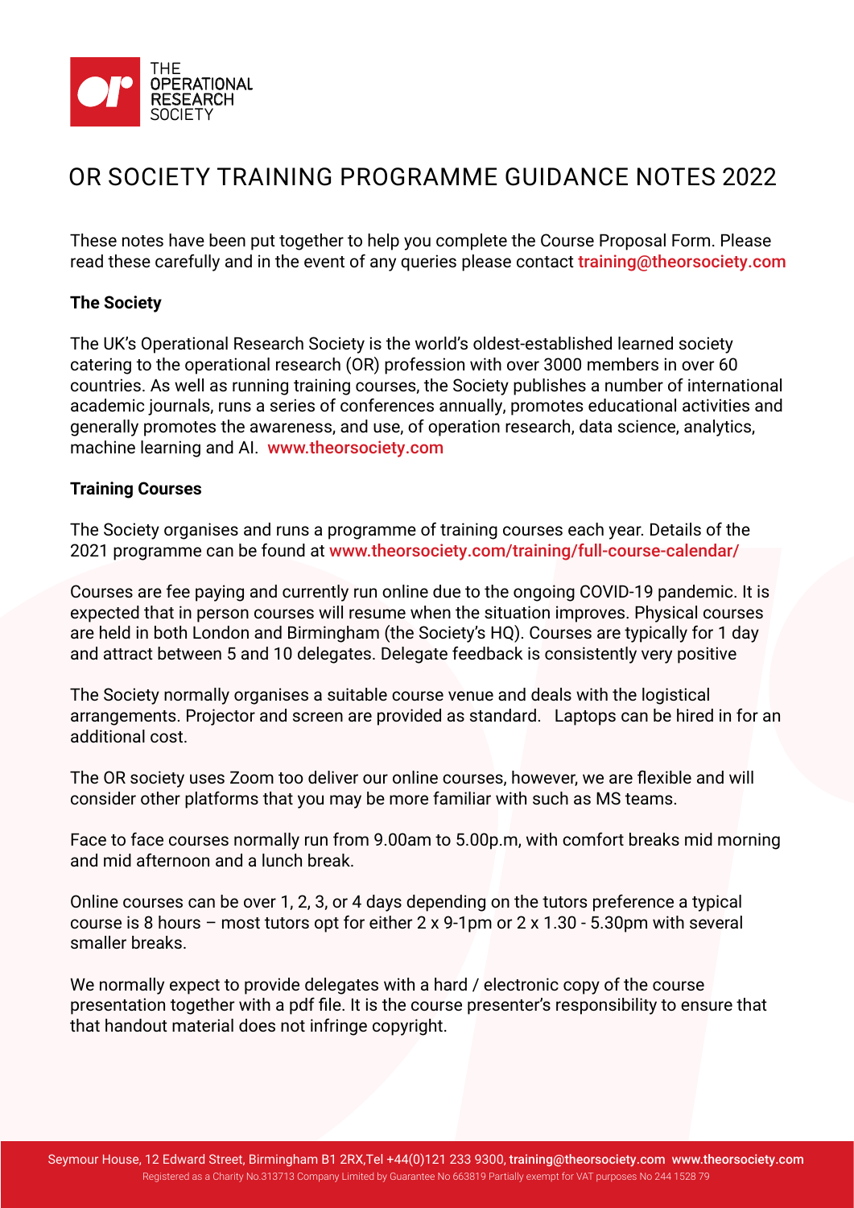# OR SOCIETY TRAINING PROGRAMME GUIDANCE NOTES 2022

These notes have been put together to help you complete the Course Proposal Form. Please read these carefully and in the event of any queries please contact training@theorsociety.com

**The Society**

The UK's Operational Research Society is the world's oldest-established learned society catering to the operational research (OR) profession with over 3000 members in over 60 countries. As well as running training courses, the Society publishes a number of international academic journals, runs a series of conferences annually, promotes educational activities and generally promotes the awareness, and use, of operation research, data science, analytics, machine learning and AI. www.theorsociety.com

**Training Courses**

The Society organises and runs a programme of training courses each year. Details of the 2021 programme can be found at www.theorsociety.com/training/full-course-calendar/

Courses are fee paying and currently run online due to the ongoing COVID-19 pandemic. It is expected that in person courses will resume when the situation improves. Physical courses are held in both London and Birmingham (the Society's HQ). Courses are typically for 1 day and attract between 5 and 10 delegates. Delegate feedback is consistently very positive

The Society normally organises a suitable course venue and deals with the logistical arrangements. Projector and screen are provided as standard. Laptops can be hired in for an additional cost.

The OR society uses Zoom too deliver our online courses, however, we are flexible and will consider other platforms that you may be more familiar with such as MS teams.

Face to face courses normally run from 9.00am to 5.00p.m, with comfort breaks mid morning and mid afternoon and a lunch break.

Online courses can be over 1, 2, 3, or 4 days depending on the tutors preference a typical course is 8 hours – most tutors opt for either 2 x 9-1pm or 2 x 1.30 - 5.30pm with several smaller breaks.

We normally expect to provide delegates with a hard / electronic copy of the course presentation together with a pdf file. It is the course presenter's responsibility to ensure that that handout material does not infringe copyright.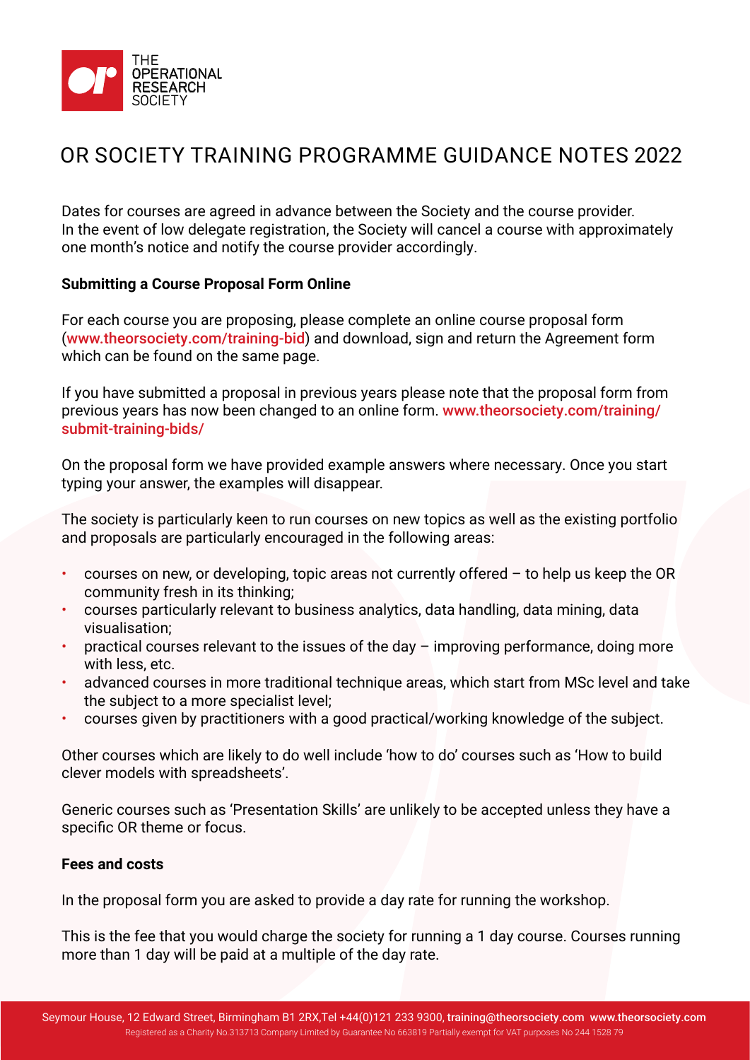# OR SOCIETY TRAINING PROGRAMME GUIDANCE NOTES 2022

Dates for courses are agreed in advance between the Society and the course provider. In the event of low delegate registration, the Society will cancel a course with approximately one month's notice and notify the course provider accordingly.

**Submitting a Course Proposal Form Online**

For each course you are proposing, please complete an online course proposal form (www.theorsociety.com/training-bid) and download, sign and return the Agreement form which can be found on the same page.

If you have submitted a proposal in previous years please note that the proposal form from previous years has now been changed to an online form. www.theorsociety.com/training/submit-training-bids/

On the proposal form we have provided example answers where necessary. Once you start typing your answer, the examples will disappear.

The society is particularly keen to run courses on new topics as well as the existing portfolio and proposals are particularly encouraged in the following areas:

- courses on new, or developing, topic areas not currently offered – to help us keep the OR community fresh in its thinking;
- courses particularly relevant to business analytics, data handling, data mining, data visualisation;
- practical courses relevant to the issues of the day – improving performance, doing more with less, etc.
- advanced courses in more traditional technique areas, which start from MSc level and take the subject to a more specialist level;
- courses given by practitioners with a good practical/working knowledge of the subject.

Other courses which are likely to do well include 'how to do' courses such as 'How to build clever models with spreadsheets'.

Generic courses such as 'Presentation Skills' are unlikely to be accepted unless they have a specific OR theme or focus.

**Fees and costs**

In the proposal form you are asked to provide a day rate for running the workshop.

This is the fee that you would charge the society for running a 1 day course. Courses running more than 1 day will be paid at a multiple of the day rate.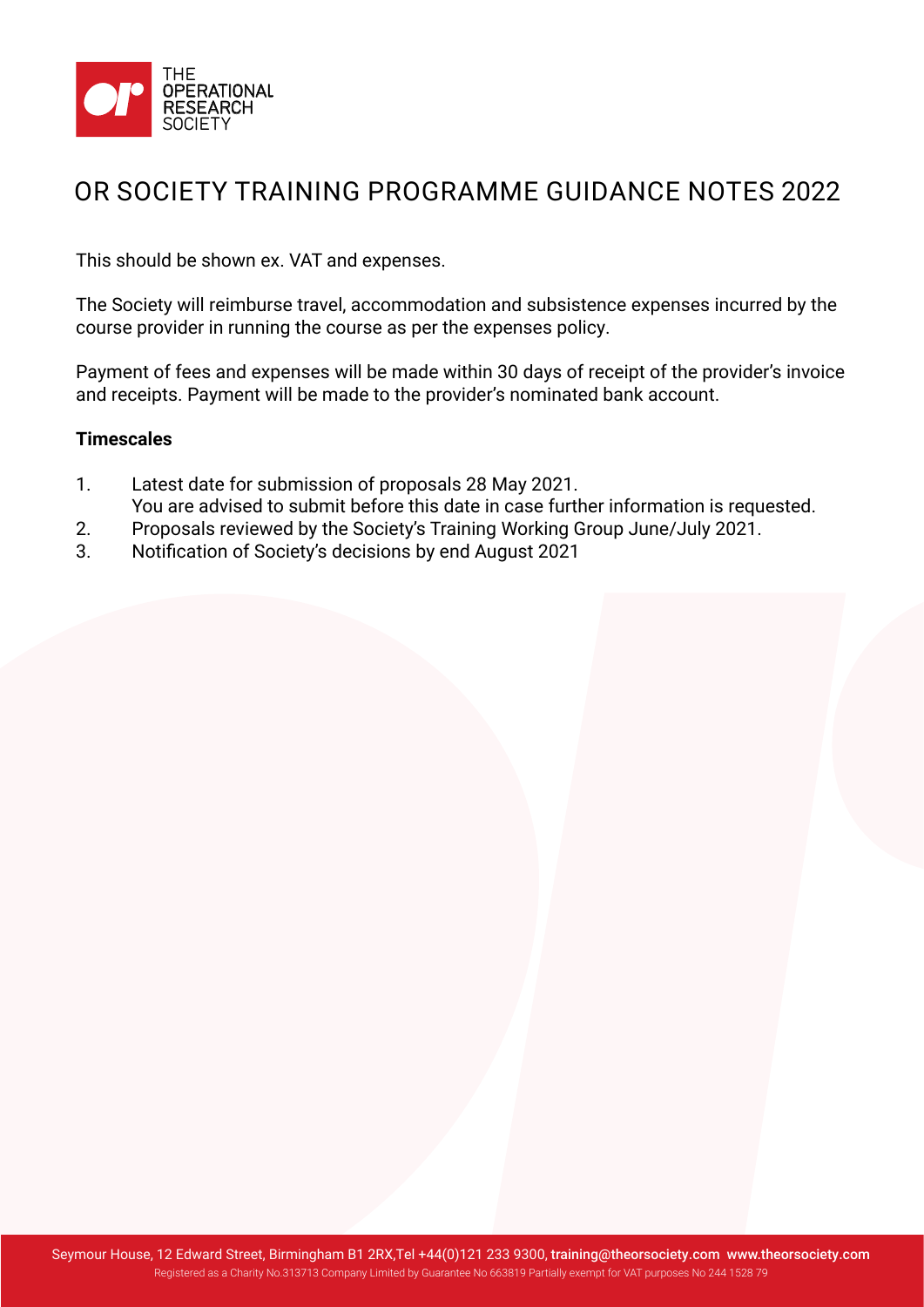# OR SOCIETY TRAINING PROGRAMME GUIDANCE NOTES 2022

This should be shown ex. VAT and expenses.

The Society will reimburse travel, accommodation and subsistence expenses incurred by the course provider in running the course as per the expenses policy.

Payment of fees and expenses will be made within 30 days of receipt of the provider's invoice and receipts. Payment will be made to the provider's nominated bank account.

**Timescales**

1. Latest date for submission of proposals 28 May 2021.
   You are advised to submit before this date in case further information is requested.
2. Proposals reviewed by the Society's Training Working Group June/July 2021.
3. Notification of Society's decisions by end August 2021